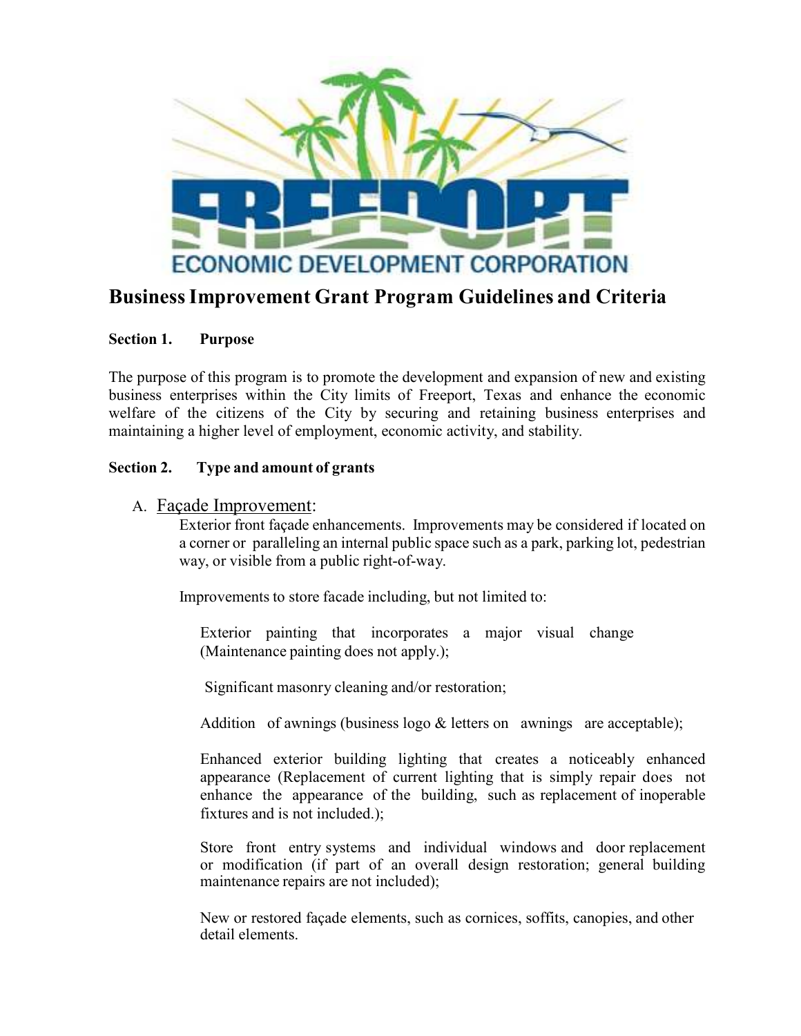FREEPORT ECONOMIC DEVELOPMENT CORPORATION

# Business Improvement Grant Program Guidelines and Criteria

**Section 1. Purpose**

The purpose of this program is to promote the development and expansion of new and existing business enterprises within the City limits of Freeport, Texas and enhance the economic welfare of the citizens of the City by securing and retaining business enterprises and maintaining a higher level of employment, economic activity, and stability.

**Section 2. Type and amount of grants**

A. Façade Improvement:

Exterior front façade enhancements. Improvements may be considered if located on a corner or paralleling an internal public space such as a park, parking lot, pedestrian way, or visible from a public right-of-way.

Improvements to store facade including, but not limited to:

Exterior painting that incorporates a major visual change (Maintenance painting does not apply.);

Significant masonry cleaning and/or restoration;

Addition of awnings (business logo & letters on awnings are acceptable);

Enhanced exterior building lighting that creates a noticeably enhanced appearance (Replacement of current lighting that is simply repair does not enhance the appearance of the building, such as replacement of inoperable fixtures and is not included.);

Store front entry systems and individual windows and door replacement or modification (if part of an overall design restoration; general building maintenance repairs are not included);

New or restored façade elements, such as cornices, soffits, canopies, and other detail elements.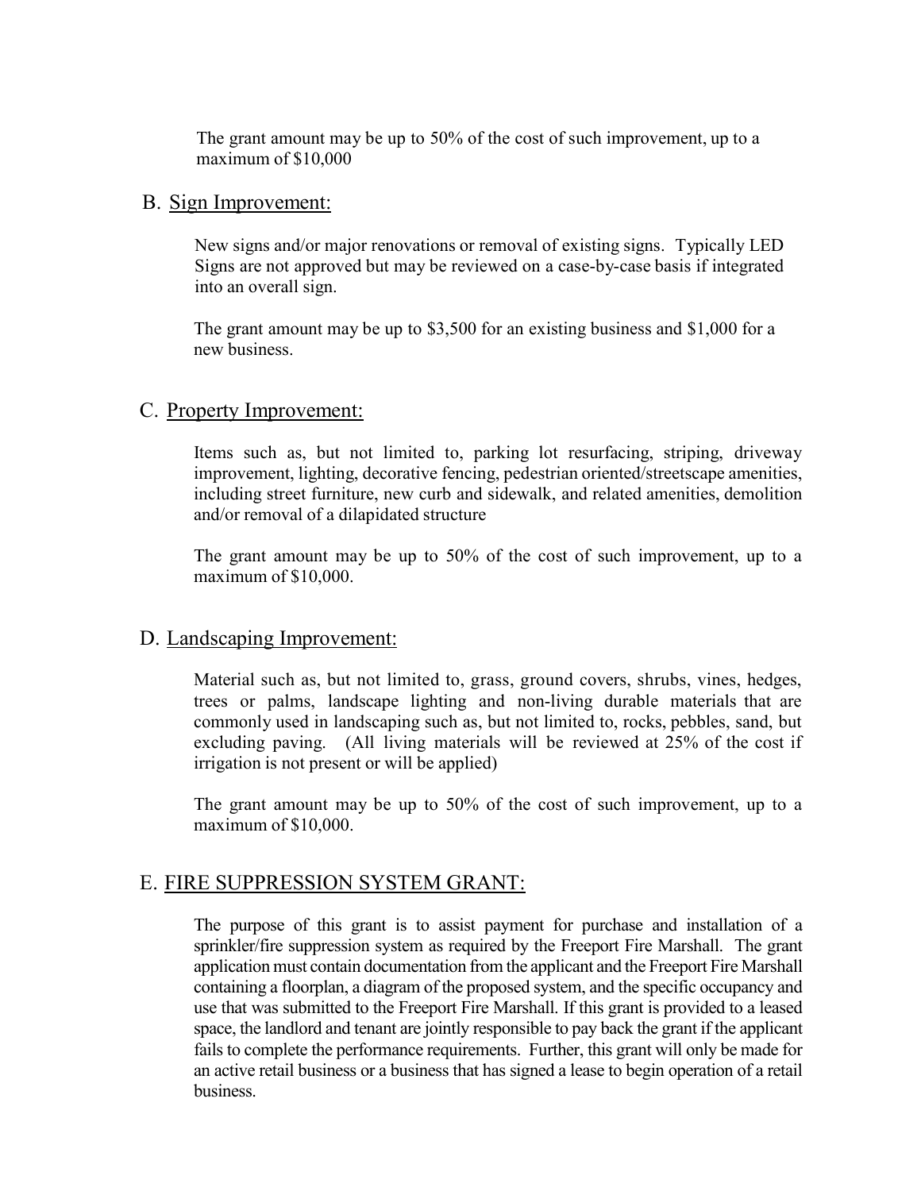The grant amount may be up to 50% of the cost of such improvement, up to a maximum of $10,000

B. <u>Sign Improvement:</u>

New signs and/or major renovations or removal of existing signs. Typically LED Signs are not approved but may be reviewed on a case-by-case basis if integrated into an overall sign.

The grant amount may be up to $3,500 for an existing business and $1,000 for a new business.

C. <u>Property Improvement:</u>

Items such as, but not limited to, parking lot resurfacing, striping, driveway improvement, lighting, decorative fencing, pedestrian oriented/streetscape amenities, including street furniture, new curb and sidewalk, and related amenities, demolition and/or removal of a dilapidated structure

The grant amount may be up to 50% of the cost of such improvement, up to a maximum of $10,000.

D. <u>Landscaping Improvement:</u>

Material such as, but not limited to, grass, ground covers, shrubs, vines, hedges, trees or palms, landscape lighting and non-living durable materials that are commonly used in landscaping such as, but not limited to, rocks, pebbles, sand, but excluding paving. (All living materials will be reviewed at 25% of the cost if irrigation is not present or will be applied)

The grant amount may be up to 50% of the cost of such improvement, up to a maximum of $10,000.

E. <u>FIRE SUPPRESSION SYSTEM GRANT:</u>

The purpose of this grant is to assist payment for purchase and installation of a sprinkler/fire suppression system as required by the Freeport Fire Marshall. The grant application must contain documentation from the applicant and the Freeport Fire Marshall containing a floorplan, a diagram of the proposed system, and the specific occupancy and use that was submitted to the Freeport Fire Marshall. If this grant is provided to a leased space, the landlord and tenant are jointly responsible to pay back the grant if the applicant fails to complete the performance requirements. Further, this grant will only be made for an active retail business or a business that has signed a lease to begin operation of a retail business.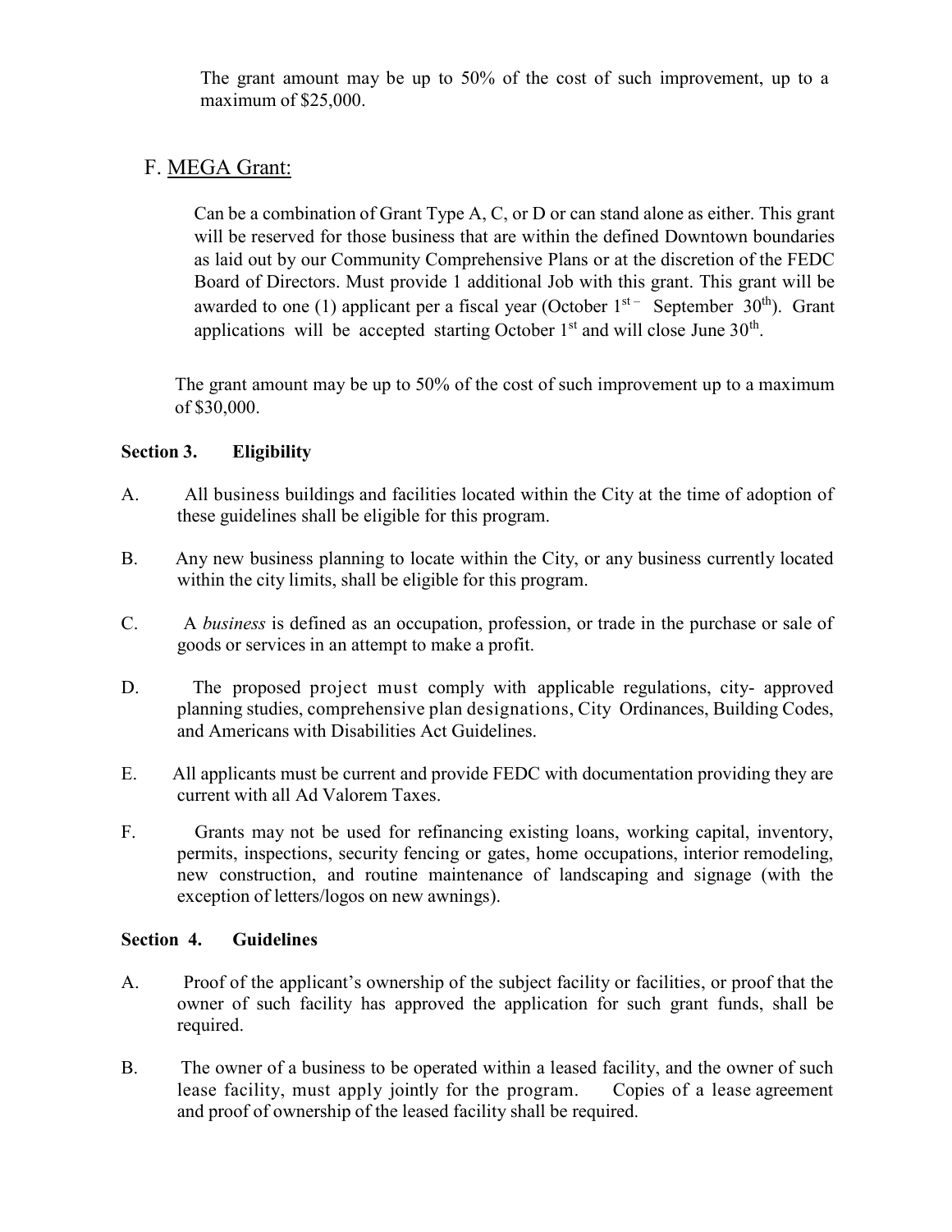The grant amount may be up to 50% of the cost of such improvement, up to a maximum of $25,000.

### F. <u>MEGA Grant:</u>

Can be a combination of Grant Type A, C, or D or can stand alone as either. This grant will be reserved for those business that are within the defined Downtown boundaries as laid out by our Community Comprehensive Plans or at the discretion of the FEDC Board of Directors. Must provide 1 additional Job with this grant. This grant will be awarded to one (1) applicant per a fiscal year (October 1st – September 30th). Grant applications will be accepted starting October 1st and will close June 30th.

The grant amount may be up to 50% of the cost of such improvement up to a maximum of $30,000.

## Section 3. Eligibility

A. All business buildings and facilities located within the City at the time of adoption of these guidelines shall be eligible for this program.

B. Any new business planning to locate within the City, or any business currently located within the city limits, shall be eligible for this program.

C. A *business* is defined as an occupation, profession, or trade in the purchase or sale of goods or services in an attempt to make a profit.

D. The proposed project must comply with applicable regulations, city- approved planning studies, comprehensive plan designations, City Ordinances, Building Codes, and Americans with Disabilities Act Guidelines.

E. All applicants must be current and provide FEDC with documentation providing they are current with all Ad Valorem Taxes.

F. Grants may not be used for refinancing existing loans, working capital, inventory, permits, inspections, security fencing or gates, home occupations, interior remodeling, new construction, and routine maintenance of landscaping and signage (with the exception of letters/logos on new awnings).

## Section 4. Guidelines

A. Proof of the applicant's ownership of the subject facility or facilities, or proof that the owner of such facility has approved the application for such grant funds, shall be required.

B. The owner of a business to be operated within a leased facility, and the owner of such lease facility, must apply jointly for the program. Copies of a lease agreement and proof of ownership of the leased facility shall be required.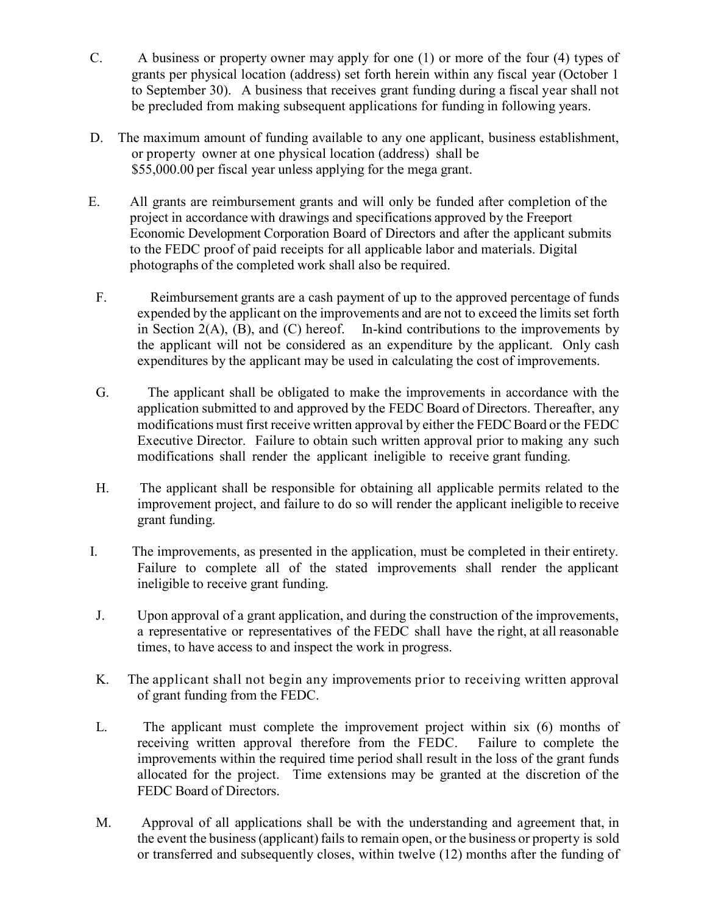C. A business or property owner may apply for one (1) or more of the four (4) types of grants per physical location (address) set forth herein within any fiscal year (October 1 to September 30). A business that receives grant funding during a fiscal year shall not be precluded from making subsequent applications for funding in following years.

D. The maximum amount of funding available to any one applicant, business establishment, or property owner at one physical location (address) shall be $55,000.00 per fiscal year unless applying for the mega grant.

E. All grants are reimbursement grants and will only be funded after completion of the project in accordance with drawings and specifications approved by the Freeport Economic Development Corporation Board of Directors and after the applicant submits to the FEDC proof of paid receipts for all applicable labor and materials. Digital photographs of the completed work shall also be required.

F. Reimbursement grants are a cash payment of up to the approved percentage of funds expended by the applicant on the improvements and are not to exceed the limits set forth in Section 2(A), (B), and (C) hereof. In-kind contributions to the improvements by the applicant will not be considered as an expenditure by the applicant. Only cash expenditures by the applicant may be used in calculating the cost of improvements.

G. The applicant shall be obligated to make the improvements in accordance with the application submitted to and approved by the FEDC Board of Directors. Thereafter, any modifications must first receive written approval by either the FEDC Board or the FEDC Executive Director. Failure to obtain such written approval prior to making any such modifications shall render the applicant ineligible to receive grant funding.

H. The applicant shall be responsible for obtaining all applicable permits related to the improvement project, and failure to do so will render the applicant ineligible to receive grant funding.

I. The improvements, as presented in the application, must be completed in their entirety. Failure to complete all of the stated improvements shall render the applicant ineligible to receive grant funding.

J. Upon approval of a grant application, and during the construction of the improvements, a representative or representatives of the FEDC shall have the right, at all reasonable times, to have access to and inspect the work in progress.

K. The applicant shall not begin any improvements prior to receiving written approval of grant funding from the FEDC.

L. The applicant must complete the improvement project within six (6) months of receiving written approval therefore from the FEDC. Failure to complete the improvements within the required time period shall result in the loss of the grant funds allocated for the project. Time extensions may be granted at the discretion of the FEDC Board of Directors.

M. Approval of all applications shall be with the understanding and agreement that, in the event the business (applicant) fails to remain open, or the business or property is sold or transferred and subsequently closes, within twelve (12) months after the funding of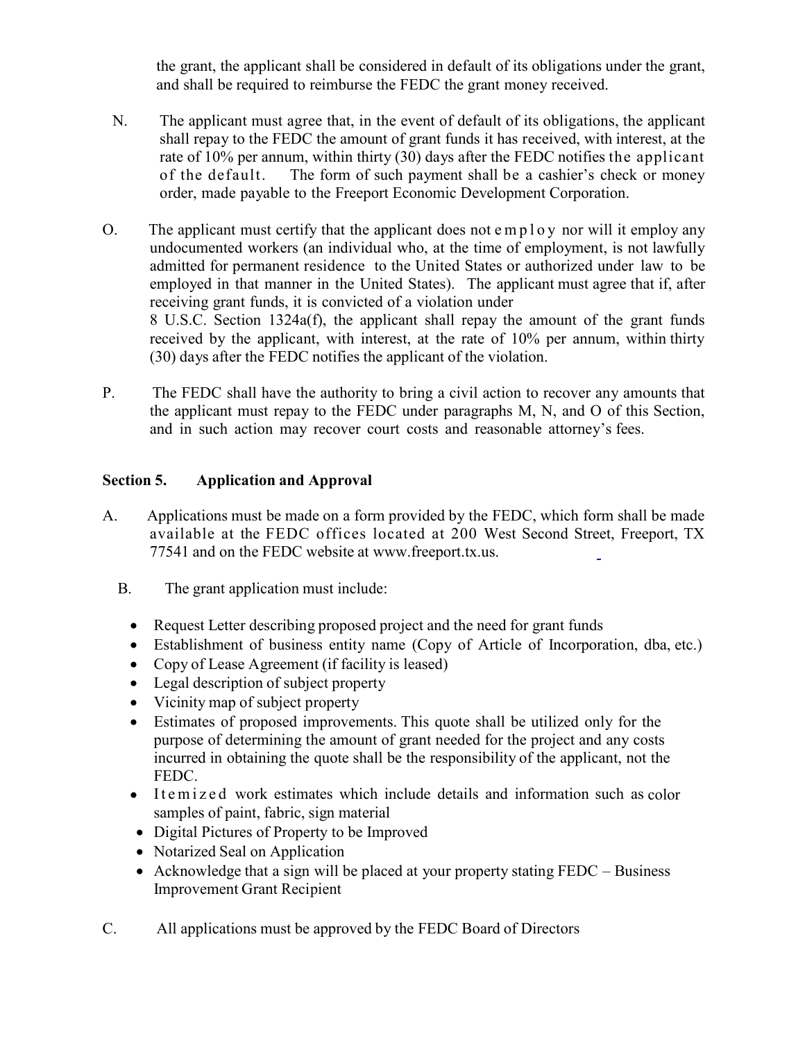the grant, the applicant shall be considered in default of its obligations under the grant, and shall be required to reimburse the FEDC the grant money received.

N. The applicant must agree that, in the event of default of its obligations, the applicant shall repay to the FEDC the amount of grant funds it has received, with interest, at the rate of 10% per annum, within thirty (30) days after the FEDC notifies the applicant of the default. The form of such payment shall be a cashier's check or money order, made payable to the Freeport Economic Development Corporation.

O. The applicant must certify that the applicant does not employ nor will it employ any undocumented workers (an individual who, at the time of employment, is not lawfully admitted for permanent residence to the United States or authorized under law to be employed in that manner in the United States). The applicant must agree that if, after receiving grant funds, it is convicted of a violation under 8 U.S.C. Section 1324a(f), the applicant shall repay the amount of the grant funds received by the applicant, with interest, at the rate of 10% per annum, within thirty (30) days after the FEDC notifies the applicant of the violation.

P. The FEDC shall have the authority to bring a civil action to recover any amounts that the applicant must repay to the FEDC under paragraphs M, N, and O of this Section, and in such action may recover court costs and reasonable attorney's fees.

## Section 5. Application and Approval

A. Applications must be made on a form provided by the FEDC, which form shall be made available at the FEDC offices located at 200 West Second Street, Freeport, TX 77541 and on the FEDC website at www.freeport.tx.us.

B. The grant application must include:

- Request Letter describing proposed project and the need for grant funds
- Establishment of business entity name (Copy of Article of Incorporation, dba, etc.)
- Copy of Lease Agreement (if facility is leased)
- Legal description of subject property
- Vicinity map of subject property
- Estimates of proposed improvements. This quote shall be utilized only for the purpose of determining the amount of grant needed for the project and any costs incurred in obtaining the quote shall be the responsibility of the applicant, not the FEDC.
- Itemized work estimates which include details and information such as color samples of paint, fabric, sign material
- Digital Pictures of Property to be Improved
- Notarized Seal on Application
- Acknowledge that a sign will be placed at your property stating FEDC – Business Improvement Grant Recipient

C. All applications must be approved by the FEDC Board of Directors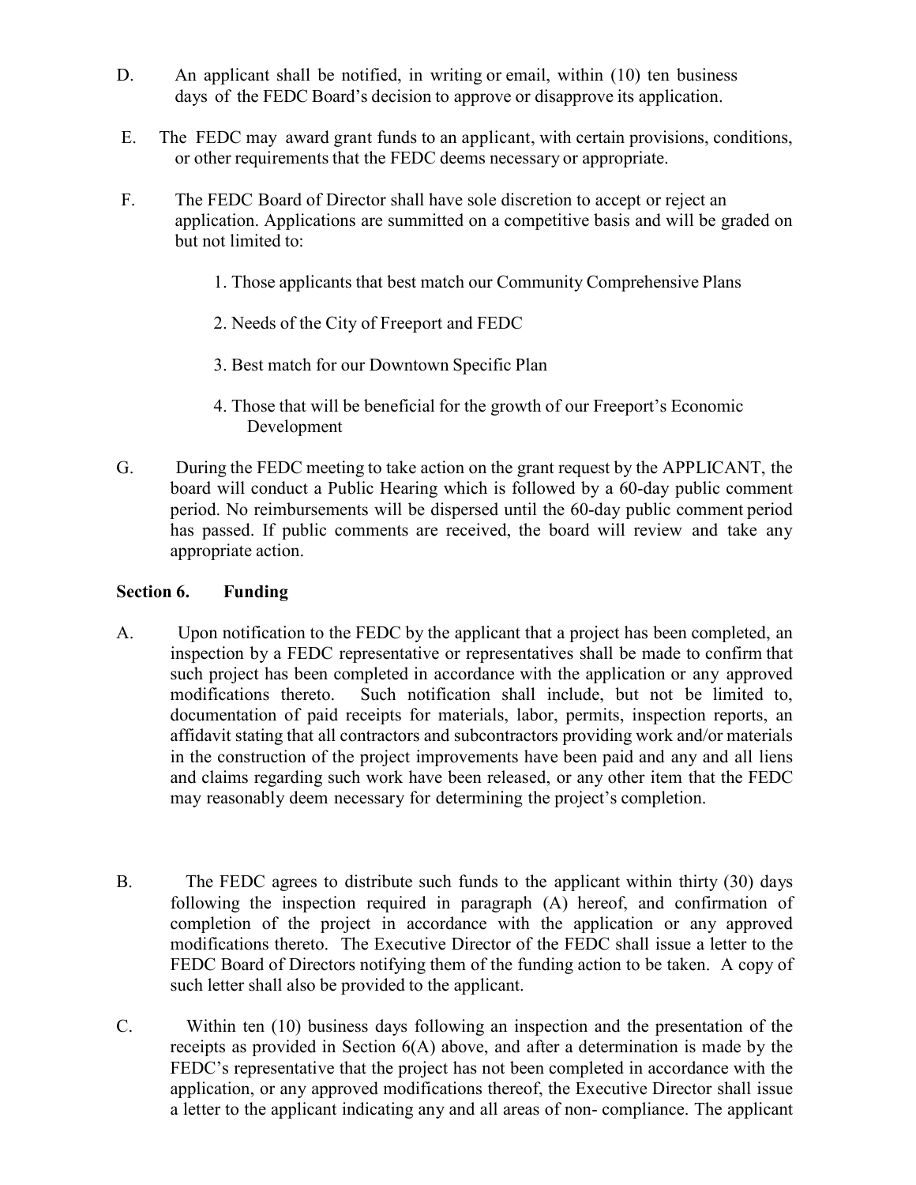D. An applicant shall be notified, in writing or email, within (10) ten business days of the FEDC Board's decision to approve or disapprove its application.

E. The FEDC may award grant funds to an applicant, with certain provisions, conditions, or other requirements that the FEDC deems necessary or appropriate.

F. The FEDC Board of Director shall have sole discretion to accept or reject an application. Applications are summitted on a competitive basis and will be graded on but not limited to:

1. Those applicants that best match our Community Comprehensive Plans
2. Needs of the City of Freeport and FEDC
3. Best match for our Downtown Specific Plan
4. Those that will be beneficial for the growth of our Freeport's Economic Development

G. During the FEDC meeting to take action on the grant request by the APPLICANT, the board will conduct a Public Hearing which is followed by a 60-day public comment period. No reimbursements will be dispersed until the 60-day public comment period has passed. If public comments are received, the board will review and take any appropriate action.

## Section 6. Funding

A. Upon notification to the FEDC by the applicant that a project has been completed, an inspection by a FEDC representative or representatives shall be made to confirm that such project has been completed in accordance with the application or any approved modifications thereto. Such notification shall include, but not be limited to, documentation of paid receipts for materials, labor, permits, inspection reports, an affidavit stating that all contractors and subcontractors providing work and/or materials in the construction of the project improvements have been paid and any and all liens and claims regarding such work have been released, or any other item that the FEDC may reasonably deem necessary for determining the project's completion.

B. The FEDC agrees to distribute such funds to the applicant within thirty (30) days following the inspection required in paragraph (A) hereof, and confirmation of completion of the project in accordance with the application or any approved modifications thereto. The Executive Director of the FEDC shall issue a letter to the FEDC Board of Directors notifying them of the funding action to be taken. A copy of such letter shall also be provided to the applicant.

C. Within ten (10) business days following an inspection and the presentation of the receipts as provided in Section 6(A) above, and after a determination is made by the FEDC's representative that the project has not been completed in accordance with the application, or any approved modifications thereof, the Executive Director shall issue a letter to the applicant indicating any and all areas of non- compliance. The applicant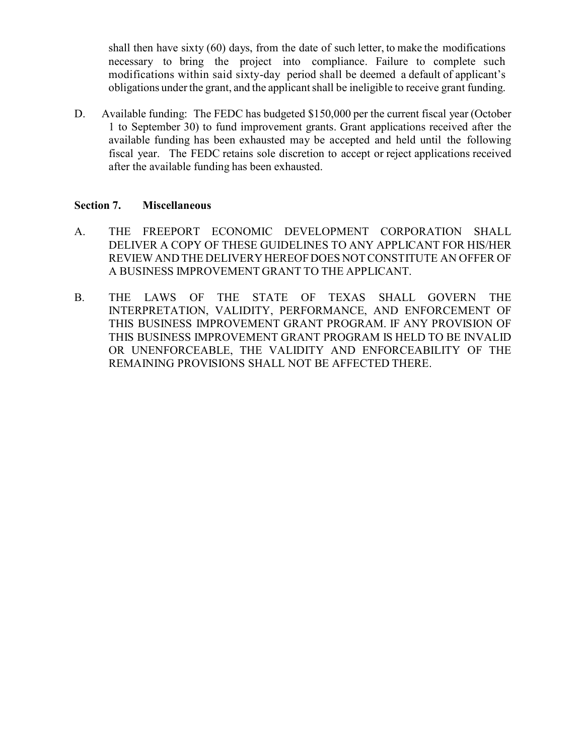shall then have sixty (60) days, from the date of such letter, to make the modifications necessary to bring the project into compliance. Failure to complete such modifications within said sixty-day period shall be deemed a default of applicant's obligations under the grant, and the applicant shall be ineligible to receive grant funding.

D. Available funding: The FEDC has budgeted $150,000 per the current fiscal year (October 1 to September 30) to fund improvement grants. Grant applications received after the available funding has been exhausted may be accepted and held until the following fiscal year. The FEDC retains sole discretion to accept or reject applications received after the available funding has been exhausted.

**Section 7. Miscellaneous**

A. THE FREEPORT ECONOMIC DEVELOPMENT CORPORATION SHALL DELIVER A COPY OF THESE GUIDELINES TO ANY APPLICANT FOR HIS/HER REVIEW AND THE DELIVERY HEREOF DOES NOT CONSTITUTE AN OFFER OF A BUSINESS IMPROVEMENT GRANT TO THE APPLICANT.

B. THE LAWS OF THE STATE OF TEXAS SHALL GOVERN THE INTERPRETATION, VALIDITY, PERFORMANCE, AND ENFORCEMENT OF THIS BUSINESS IMPROVEMENT GRANT PROGRAM. IF ANY PROVISION OF THIS BUSINESS IMPROVEMENT GRANT PROGRAM IS HELD TO BE INVALID OR UNENFORCEABLE, THE VALIDITY AND ENFORCEABILITY OF THE REMAINING PROVISIONS SHALL NOT BE AFFECTED THERE.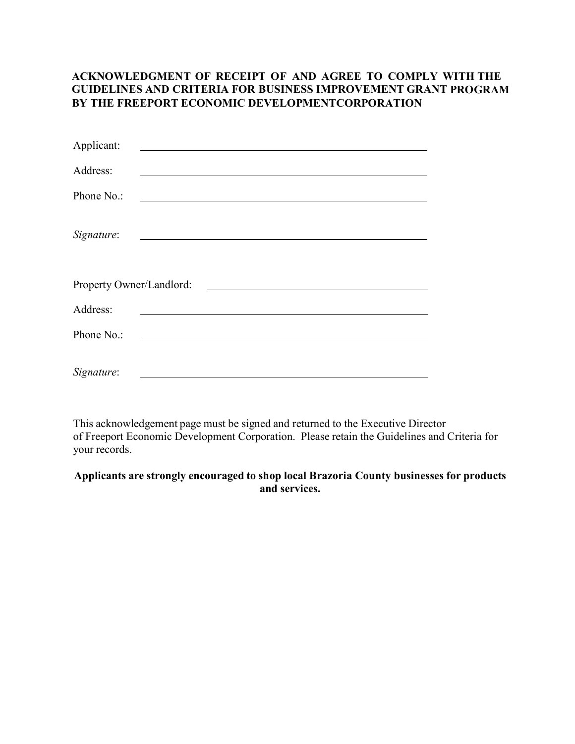**ACKNOWLEDGMENT OF RECEIPT OF AND AGREE TO COMPLY WITH THE GUIDELINES AND CRITERIA FOR BUSINESS IMPROVEMENT GRANT PROGRAM BY THE FREEPORT ECONOMIC DEVELOPMENTCORPORATION**

Applicant: ______________________________________________

Address: ______________________________________________

Phone No.: ______________________________________________

*Signature*: ______________________________________________

Property Owner/Landlord: ________________________________

Address: ______________________________________________

Phone No.: ______________________________________________

*Signature*: ______________________________________________

This acknowledgement page must be signed and returned to the Executive Director of Freeport Economic Development Corporation. Please retain the Guidelines and Criteria for your records.

**Applicants are strongly encouraged to shop local Brazoria County businesses for products and services.**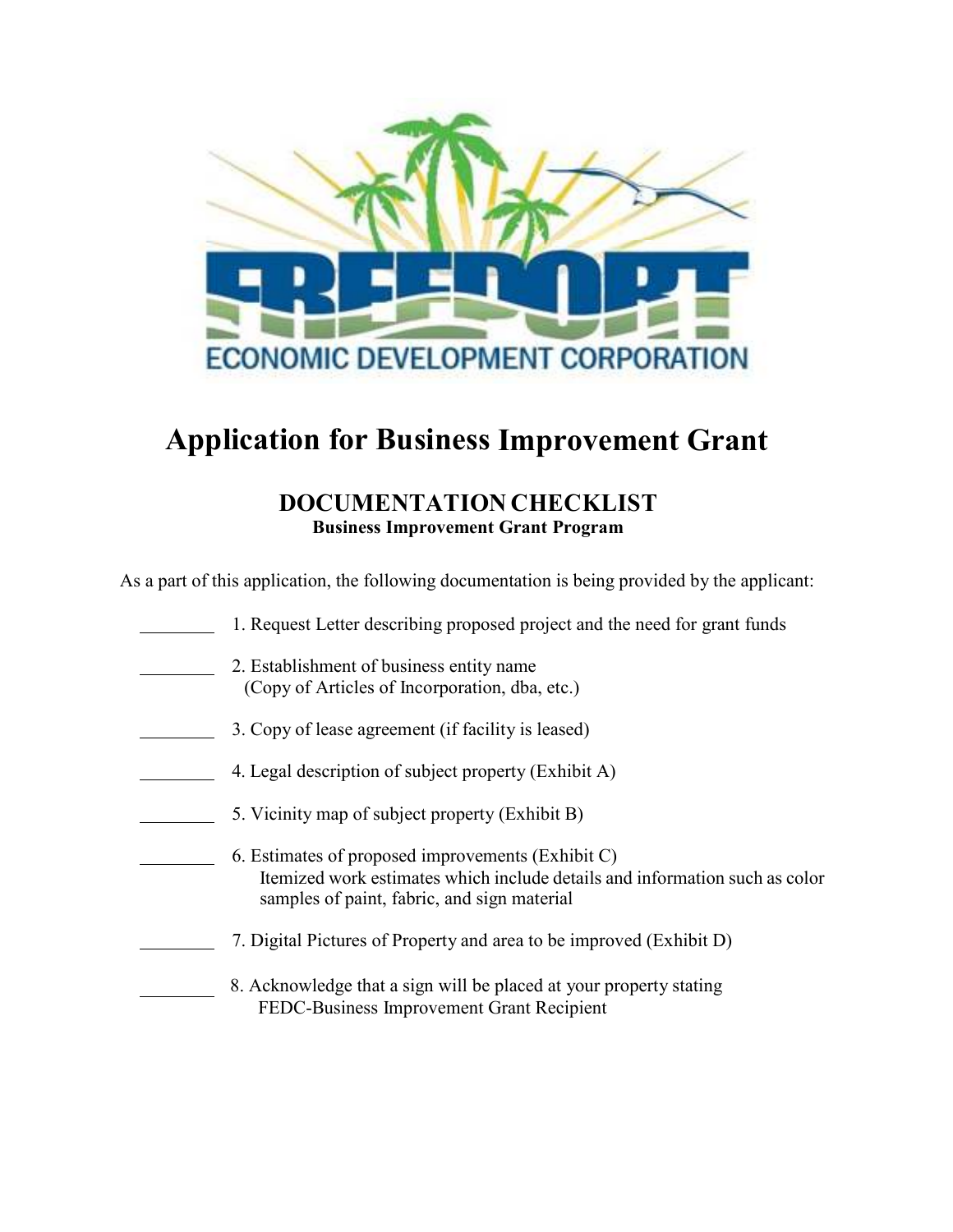# Application for Business Improvement Grant

## DOCUMENTATION CHECKLIST

### Business Improvement Grant Program

As a part of this application, the following documentation is being provided by the applicant:

________ 1. Request Letter describing proposed project and the need for grant funds

________ 2. Establishment of business entity name
(Copy of Articles of Incorporation, dba, etc.)

________ 3. Copy of lease agreement (if facility is leased)

________ 4. Legal description of subject property (Exhibit A)

________ 5. Vicinity map of subject property (Exhibit B)

________ 6. Estimates of proposed improvements (Exhibit C)
Itemized work estimates which include details and information such as color samples of paint, fabric, and sign material

________ 7. Digital Pictures of Property and area to be improved (Exhibit D)

________ 8. Acknowledge that a sign will be placed at your property stating
FEDC-Business Improvement Grant Recipient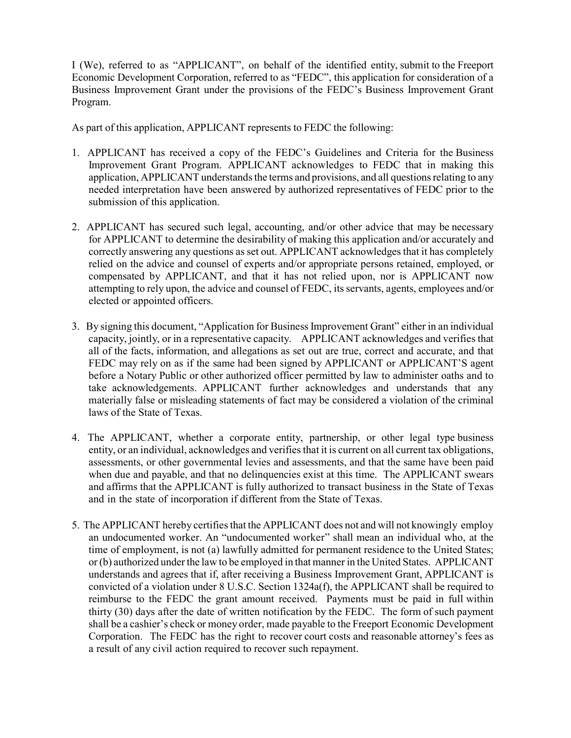I (We), referred to as "APPLICANT", on behalf of the identified entity, submit to the Freeport Economic Development Corporation, referred to as "FEDC", this application for consideration of a Business Improvement Grant under the provisions of the FEDC's Business Improvement Grant Program.

As part of this application, APPLICANT represents to FEDC the following:

1. APPLICANT has received a copy of the FEDC's Guidelines and Criteria for the Business Improvement Grant Program. APPLICANT acknowledges to FEDC that in making this application, APPLICANT understands the terms and provisions, and all questions relating to any needed interpretation have been answered by authorized representatives of FEDC prior to the submission of this application.

2. APPLICANT has secured such legal, accounting, and/or other advice that may be necessary for APPLICANT to determine the desirability of making this application and/or accurately and correctly answering any questions as set out. APPLICANT acknowledges that it has completely relied on the advice and counsel of experts and/or appropriate persons retained, employed, or compensated by APPLICANT, and that it has not relied upon, nor is APPLICANT now attempting to rely upon, the advice and counsel of FEDC, its servants, agents, employees and/or elected or appointed officers.

3. By signing this document, "Application for Business Improvement Grant" either in an individual capacity, jointly, or in a representative capacity. APPLICANT acknowledges and verifies that all of the facts, information, and allegations as set out are true, correct and accurate, and that FEDC may rely on as if the same had been signed by APPLICANT or APPLICANT'S agent before a Notary Public or other authorized officer permitted by law to administer oaths and to take acknowledgements. APPLICANT further acknowledges and understands that any materially false or misleading statements of fact may be considered a violation of the criminal laws of the State of Texas.

4. The APPLICANT, whether a corporate entity, partnership, or other legal type business entity, or an individual, acknowledges and verifies that it is current on all current tax obligations, assessments, or other governmental levies and assessments, and that the same have been paid when due and payable, and that no delinquencies exist at this time. The APPLICANT swears and affirms that the APPLICANT is fully authorized to transact business in the State of Texas and in the state of incorporation if different from the State of Texas.

5. The APPLICANT hereby certifies that the APPLICANT does not and will not knowingly employ an undocumented worker. An "undocumented worker" shall mean an individual who, at the time of employment, is not (a) lawfully admitted for permanent residence to the United States; or (b) authorized under the law to be employed in that manner in the United States. APPLICANT understands and agrees that if, after receiving a Business Improvement Grant, APPLICANT is convicted of a violation under 8 U.S.C. Section 1324a(f), the APPLICANT shall be required to reimburse to the FEDC the grant amount received. Payments must be paid in full within thirty (30) days after the date of written notification by the FEDC. The form of such payment shall be a cashier's check or money order, made payable to the Freeport Economic Development Corporation. The FEDC has the right to recover court costs and reasonable attorney's fees as a result of any civil action required to recover such repayment.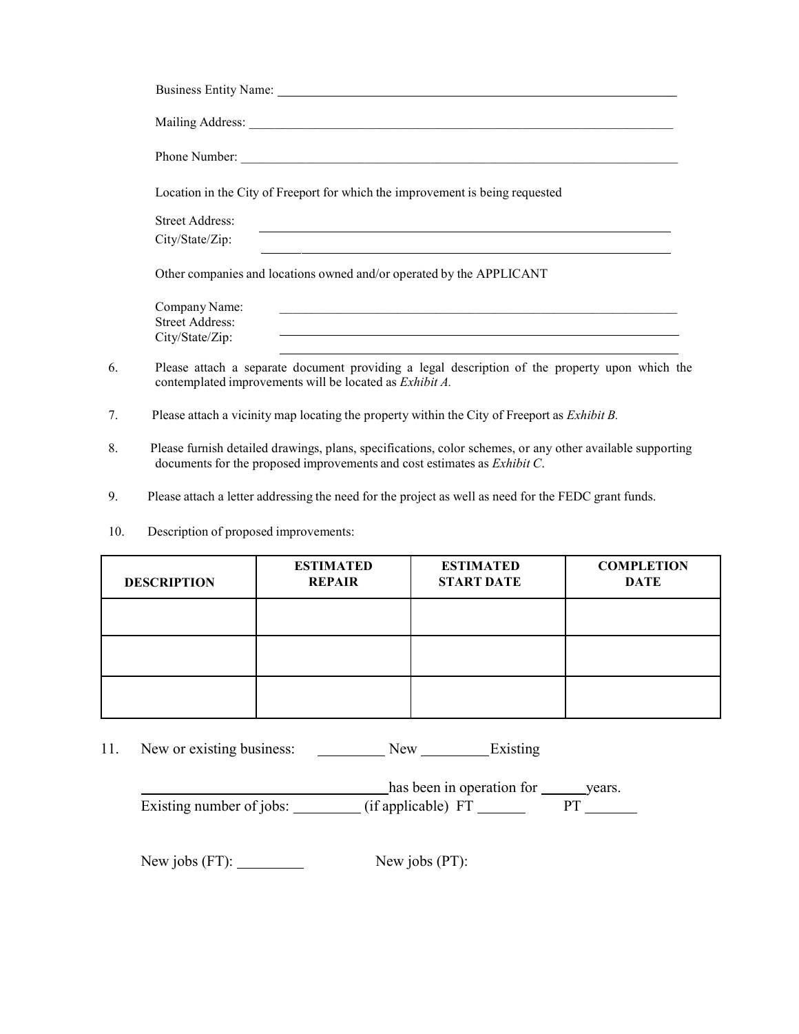Business Entity Name: ______________________________________________

Mailing Address: ______________________________________________

Phone Number: ______________________________________________

Location in the City of Freeport for which the improvement is being requested

Street Address: ______________________________________________

City/State/Zip: ______________________________________________

Other companies and locations owned and/or operated by the APPLICANT

Company Name: ______________________________________________

Street Address: ______________________________________________

City/State/Zip: ______________________________________________

6. Please attach a separate document providing a legal description of the property upon which the contemplated improvements will be located as *Exhibit A.*

7. Please attach a vicinity map locating the property within the City of Freeport as *Exhibit B.*

8. Please furnish detailed drawings, plans, specifications, color schemes, or any other available supporting documents for the proposed improvements and cost estimates as *Exhibit C*.

9. Please attach a letter addressing the need for the project as well as need for the FEDC grant funds.

10. Description of proposed improvements:

| DESCRIPTION | ESTIMATED REPAIR | ESTIMATED START DATE | COMPLETION DATE |
|---|---|---|---|
| | | | |
| | | | |
| | | | |

11. New or existing business: _________ New _________ Existing

_________________________________ has been in operation for ______ years.

Existing number of jobs: _________ (if applicable) FT ______ PT _______

New jobs (FT): _________ New jobs (PT):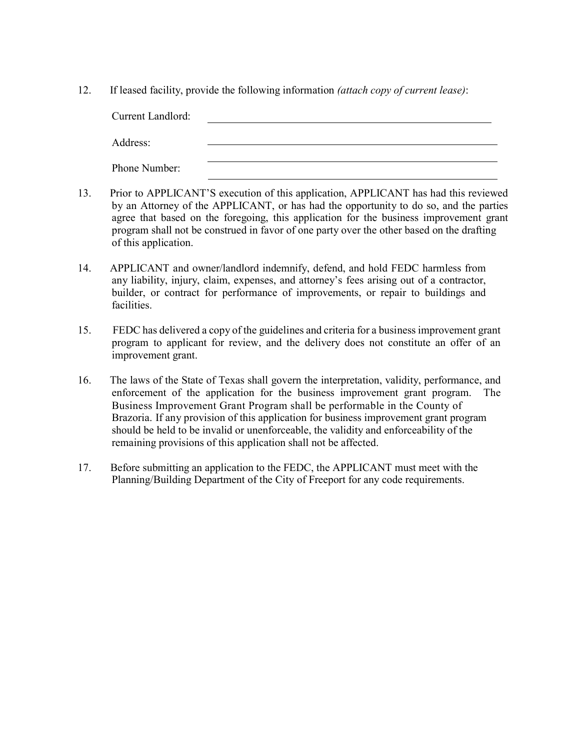12. If leased facility, provide the following information *(attach copy of current lease)*:

    Current Landlord: ______________________________________________

    Address: ______________________________________________

    ______________________________________________

    Phone Number: ______________________________________________

13. Prior to APPLICANT'S execution of this application, APPLICANT has had this reviewed by an Attorney of the APPLICANT, or has had the opportunity to do so, and the parties agree that based on the foregoing, this application for the business improvement grant program shall not be construed in favor of one party over the other based on the drafting of this application.

14. APPLICANT and owner/landlord indemnify, defend, and hold FEDC harmless from any liability, injury, claim, expenses, and attorney's fees arising out of a contractor, builder, or contract for performance of improvements, or repair to buildings and facilities.

15. FEDC has delivered a copy of the guidelines and criteria for a business improvement grant program to applicant for review, and the delivery does not constitute an offer of an improvement grant.

16. The laws of the State of Texas shall govern the interpretation, validity, performance, and enforcement of the application for the business improvement grant program. The Business Improvement Grant Program shall be performable in the County of Brazoria. If any provision of this application for business improvement grant program should be held to be invalid or unenforceable, the validity and enforceability of the remaining provisions of this application shall not be affected.

17. Before submitting an application to the FEDC, the APPLICANT must meet with the Planning/Building Department of the City of Freeport for any code requirements.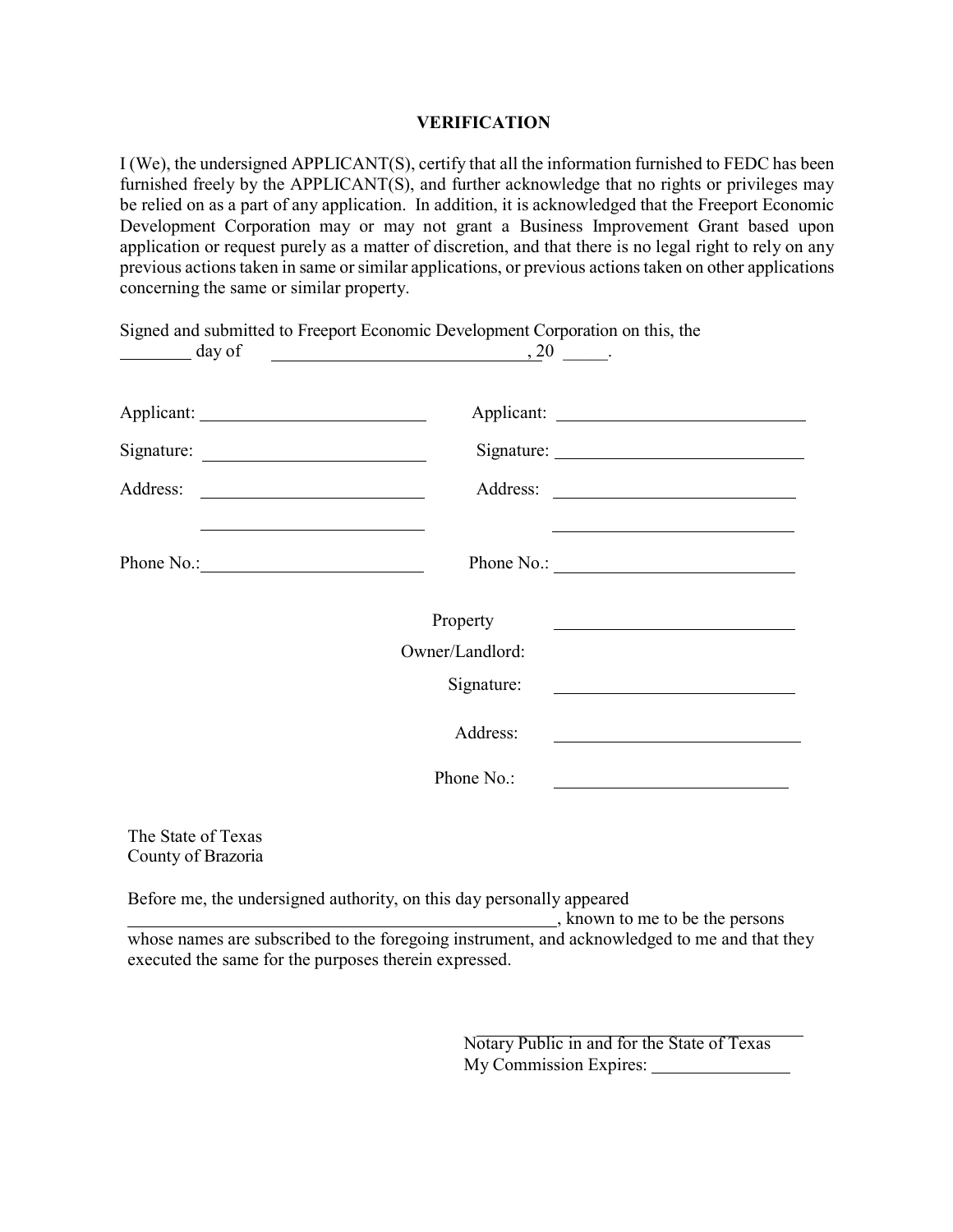## VERIFICATION

I (We), the undersigned APPLICANT(S), certify that all the information furnished to FEDC has been furnished freely by the APPLICANT(S), and further acknowledge that no rights or privileges may be relied on as a part of any application. In addition, it is acknowledged that the Freeport Economic Development Corporation may or may not grant a Business Improvement Grant based upon application or request purely as a matter of discretion, and that there is no legal right to rely on any previous actions taken in same or similar applications, or previous actions taken on other applications concerning the same or similar property.

Signed and submitted to Freeport Economic Development Corporation on this, the ________ day of ____________________________, 20 _____.

| | |
|---|---|
| Applicant: ________________________ | Applicant: ________________________ |
| Signature: ________________________ | Signature: ________________________ |
| Address: ________________________ | Address: ________________________ |
| ________________________ | ________________________ |
| Phone No.: ________________________ | Phone No.: ________________________ |

Property Owner/Landlord: ________________________

Signature: ________________________

Address: ________________________

Phone No.: ________________________

The State of Texas
County of Brazoria

Before me, the undersigned authority, on this day personally appeared ______________________________________________, known to me to be the persons whose names are subscribed to the foregoing instrument, and acknowledged to me and that they executed the same for the purposes therein expressed.

________________________________
Notary Public in and for the State of Texas
My Commission Expires: ______________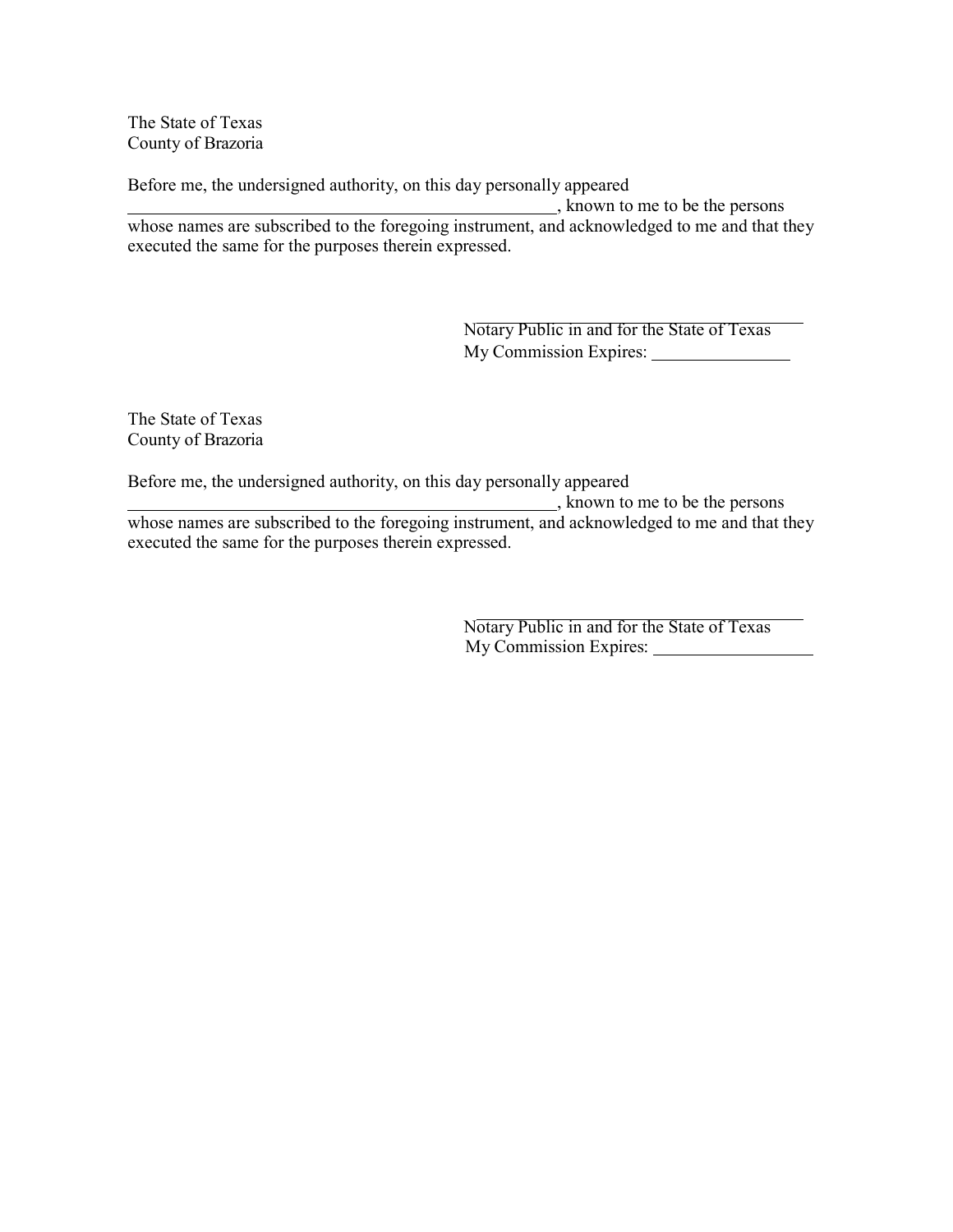The State of Texas
County of Brazoria

Before me, the undersigned authority, on this day personally appeared \_\_\_\_\_\_\_\_\_\_\_\_\_\_\_\_\_\_\_\_\_\_\_\_\_\_\_\_\_\_\_\_\_\_\_\_\_\_\_\_\_\_\_\_\_\_\_\_, known to me to be the persons whose names are subscribed to the foregoing instrument, and acknowledged to me and that they executed the same for the purposes therein expressed.

\_\_\_\_\_\_\_\_\_\_\_\_\_\_\_\_\_\_\_\_\_\_\_\_\_\_\_\_\_\_\_\_\_\_\_\_\_\_\_\_
Notary Public in and for the State of Texas
My Commission Expires: \_\_\_\_\_\_\_\_\_\_\_\_\_\_\_\_

The State of Texas
County of Brazoria

Before me, the undersigned authority, on this day personally appeared \_\_\_\_\_\_\_\_\_\_\_\_\_\_\_\_\_\_\_\_\_\_\_\_\_\_\_\_\_\_\_\_\_\_\_\_\_\_\_\_\_\_\_\_\_\_\_\_, known to me to be the persons whose names are subscribed to the foregoing instrument, and acknowledged to me and that they executed the same for the purposes therein expressed.

\_\_\_\_\_\_\_\_\_\_\_\_\_\_\_\_\_\_\_\_\_\_\_\_\_\_\_\_\_\_\_\_\_\_\_\_\_\_\_\_
Notary Public in and for the State of Texas
My Commission Expires: \_\_\_\_\_\_\_\_\_\_\_\_\_\_\_\_\_\_